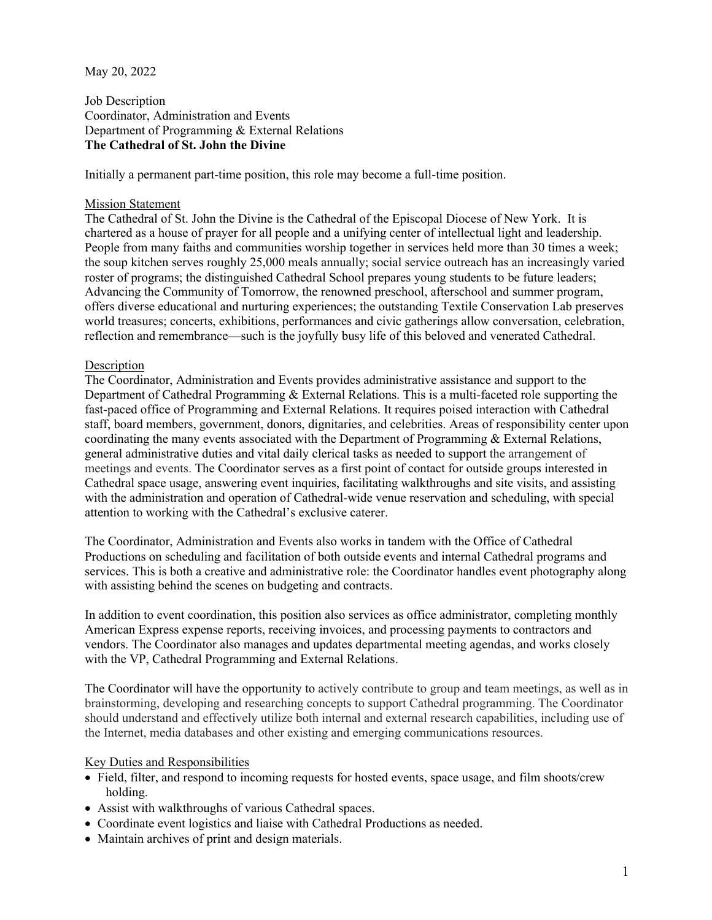May 20, 2022

Job Description
Coordinator, Administration and Events
Department of Programming & External Relations
**The Cathedral of St. John the Divine**

Initially a permanent part-time position, this role may become a full-time position.

## Mission Statement

The Cathedral of St. John the Divine is the Cathedral of the Episcopal Diocese of New York. It is chartered as a house of prayer for all people and a unifying center of intellectual light and leadership. People from many faiths and communities worship together in services held more than 30 times a week; the soup kitchen serves roughly 25,000 meals annually; social service outreach has an increasingly varied roster of programs; the distinguished Cathedral School prepares young students to be future leaders; Advancing the Community of Tomorrow, the renowned preschool, afterschool and summer program, offers diverse educational and nurturing experiences; the outstanding Textile Conservation Lab preserves world treasures; concerts, exhibitions, performances and civic gatherings allow conversation, celebration, reflection and remembrance—such is the joyfully busy life of this beloved and venerated Cathedral.

## Description

The Coordinator, Administration and Events provides administrative assistance and support to the Department of Cathedral Programming & External Relations. This is a multi-faceted role supporting the fast-paced office of Programming and External Relations. It requires poised interaction with Cathedral staff, board members, government, donors, dignitaries, and celebrities. Areas of responsibility center upon coordinating the many events associated with the Department of Programming & External Relations, general administrative duties and vital daily clerical tasks as needed to support the arrangement of meetings and events. The Coordinator serves as a first point of contact for outside groups interested in Cathedral space usage, answering event inquiries, facilitating walkthroughs and site visits, and assisting with the administration and operation of Cathedral-wide venue reservation and scheduling, with special attention to working with the Cathedral's exclusive caterer.

The Coordinator, Administration and Events also works in tandem with the Office of Cathedral Productions on scheduling and facilitation of both outside events and internal Cathedral programs and services. This is both a creative and administrative role: the Coordinator handles event photography along with assisting behind the scenes on budgeting and contracts.

In addition to event coordination, this position also services as office administrator, completing monthly American Express expense reports, receiving invoices, and processing payments to contractors and vendors. The Coordinator also manages and updates departmental meeting agendas, and works closely with the VP, Cathedral Programming and External Relations.

The Coordinator will have the opportunity to actively contribute to group and team meetings, as well as in brainstorming, developing and researching concepts to support Cathedral programming. The Coordinator should understand and effectively utilize both internal and external research capabilities, including use of the Internet, media databases and other existing and emerging communications resources.

## Key Duties and Responsibilities

- Field, filter, and respond to incoming requests for hosted events, space usage, and film shoots/crew holding.
- Assist with walkthroughs of various Cathedral spaces.
- Coordinate event logistics and liaise with Cathedral Productions as needed.
- Maintain archives of print and design materials.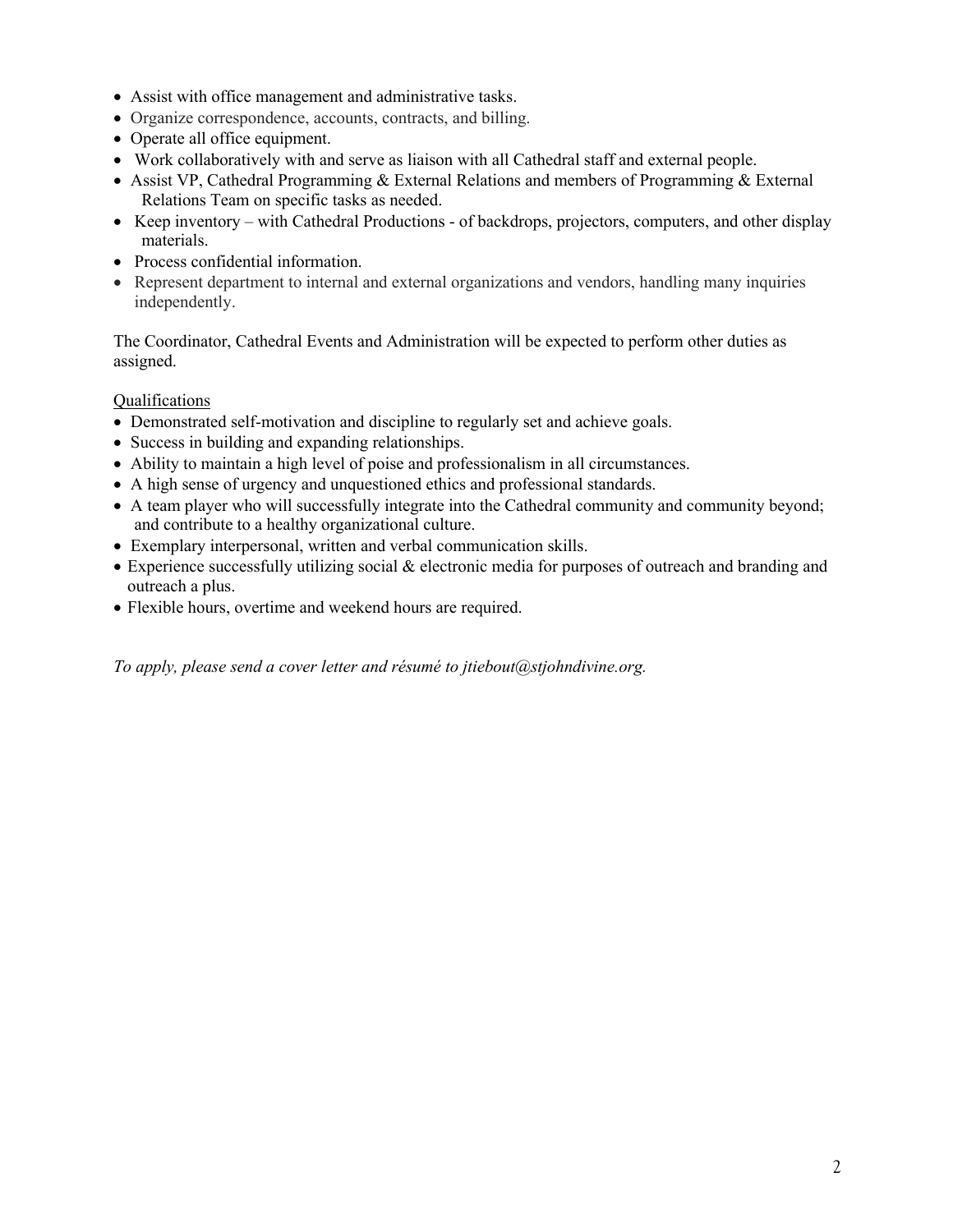- Assist with office management and administrative tasks.
- Organize correspondence, accounts, contracts, and billing.
- Operate all office equipment.
- Work collaboratively with and serve as liaison with all Cathedral staff and external people.
- Assist VP, Cathedral Programming & External Relations and members of Programming & External Relations Team on specific tasks as needed.
- Keep inventory – with Cathedral Productions - of backdrops, projectors, computers, and other display materials.
- Process confidential information.
- Represent department to internal and external organizations and vendors, handling many inquiries independently.

The Coordinator, Cathedral Events and Administration will be expected to perform other duties as assigned.

Qualifications

- Demonstrated self-motivation and discipline to regularly set and achieve goals.
- Success in building and expanding relationships.
- Ability to maintain a high level of poise and professionalism in all circumstances.
- A high sense of urgency and unquestioned ethics and professional standards.
- A team player who will successfully integrate into the Cathedral community and community beyond; and contribute to a healthy organizational culture.
- Exemplary interpersonal, written and verbal communication skills.
- Experience successfully utilizing social & electronic media for purposes of outreach and branding and outreach a plus.
- Flexible hours, overtime and weekend hours are required.

*To apply, please send a cover letter and résumé to jtiebout@stjohndivine.org.*